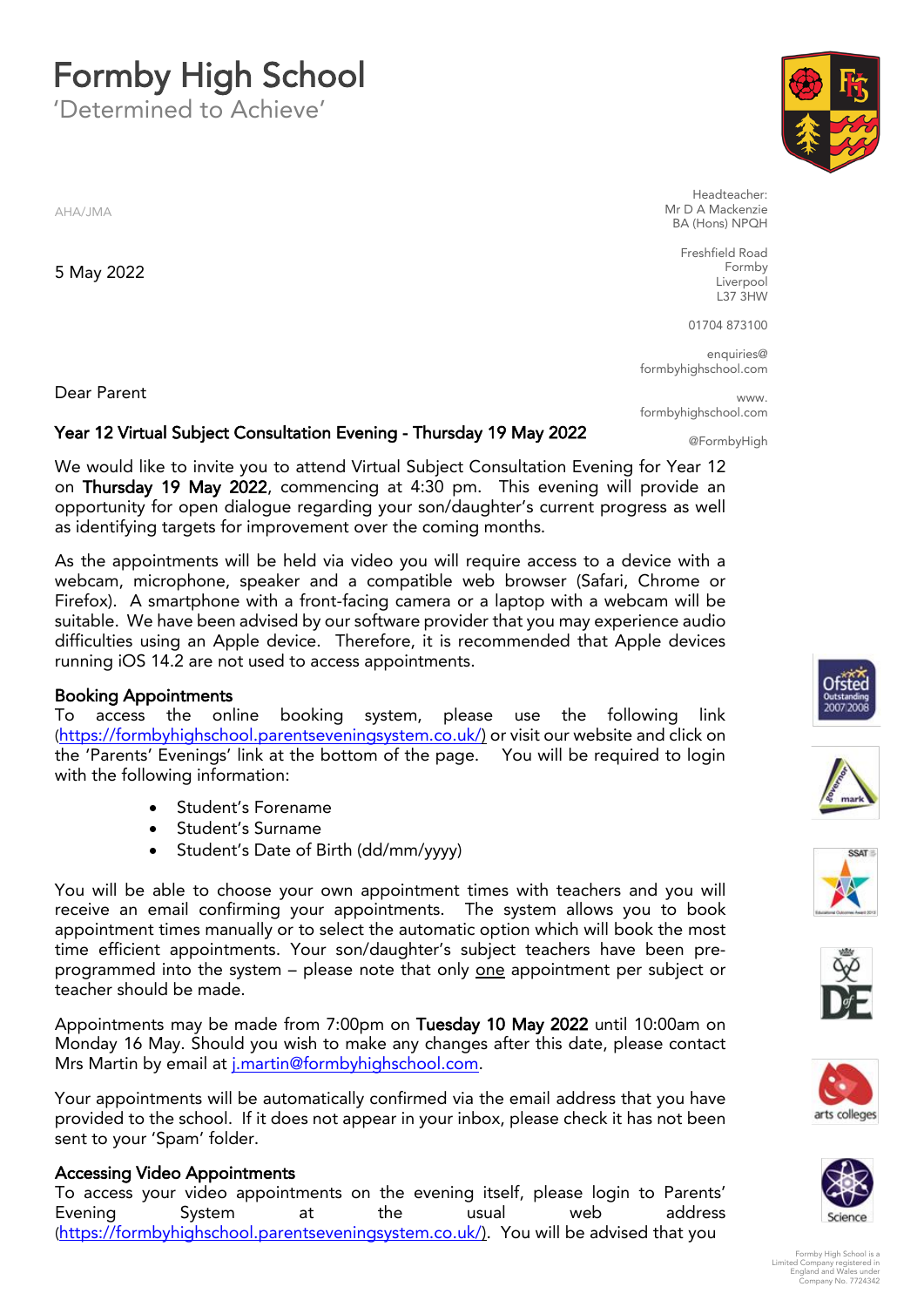# Formby High School

'Determined to Achieve'

AHA/JMA

5 May 2022

Headteacher:
Mr D A Mackenzie
BA (Hons) NPQH

Freshfield Road
Formby
Liverpool
L37 3HW

01704 873100

enquiries@formbyhighschool.com

www.formbyhighschool.com

@FormbyHigh

Dear Parent

**Year 12 Virtual Subject Consultation Evening - Thursday 19 May 2022**

We would like to invite you to attend Virtual Subject Consultation Evening for Year 12 on **Thursday 19 May 2022**, commencing at 4:30 pm. This evening will provide an opportunity for open dialogue regarding your son/daughter's current progress as well as identifying targets for improvement over the coming months.

As the appointments will be held via video you will require access to a device with a webcam, microphone, speaker and a compatible web browser (Safari, Chrome or Firefox). A smartphone with a front-facing camera or a laptop with a webcam will be suitable. We have been advised by our software provider that you may experience audio difficulties using an Apple device. Therefore, it is recommended that Apple devices running iOS 14.2 are not used to access appointments.

**Booking Appointments**

To access the online booking system, please use the following link (https://formbyhighschool.parentseveningsystem.co.uk/) or visit our website and click on the 'Parents' Evenings' link at the bottom of the page. You will be required to login with the following information:

- Student's Forename
- Student's Surname
- Student's Date of Birth (dd/mm/yyyy)

You will be able to choose your own appointment times with teachers and you will receive an email confirming your appointments. The system allows you to book appointment times manually or to select the automatic option which will book the most time efficient appointments. Your son/daughter's subject teachers have been pre-programmed into the system – please note that only one appointment per subject or teacher should be made.

Appointments may be made from 7:00pm on **Tuesday 10 May 2022** until 10:00am on Monday 16 May. Should you wish to make any changes after this date, please contact Mrs Martin by email at j.martin@formbyhighschool.com.

Your appointments will be automatically confirmed via the email address that you have provided to the school. If it does not appear in your inbox, please check it has not been sent to your 'Spam' folder.

**Accessing Video Appointments**

To access your video appointments on the evening itself, please login to Parents' Evening System at the usual web address (https://formbyhighschool.parentseveningsystem.co.uk/). You will be advised that you

Formby High School is a Limited Company registered in England and Wales under Company No. 7724342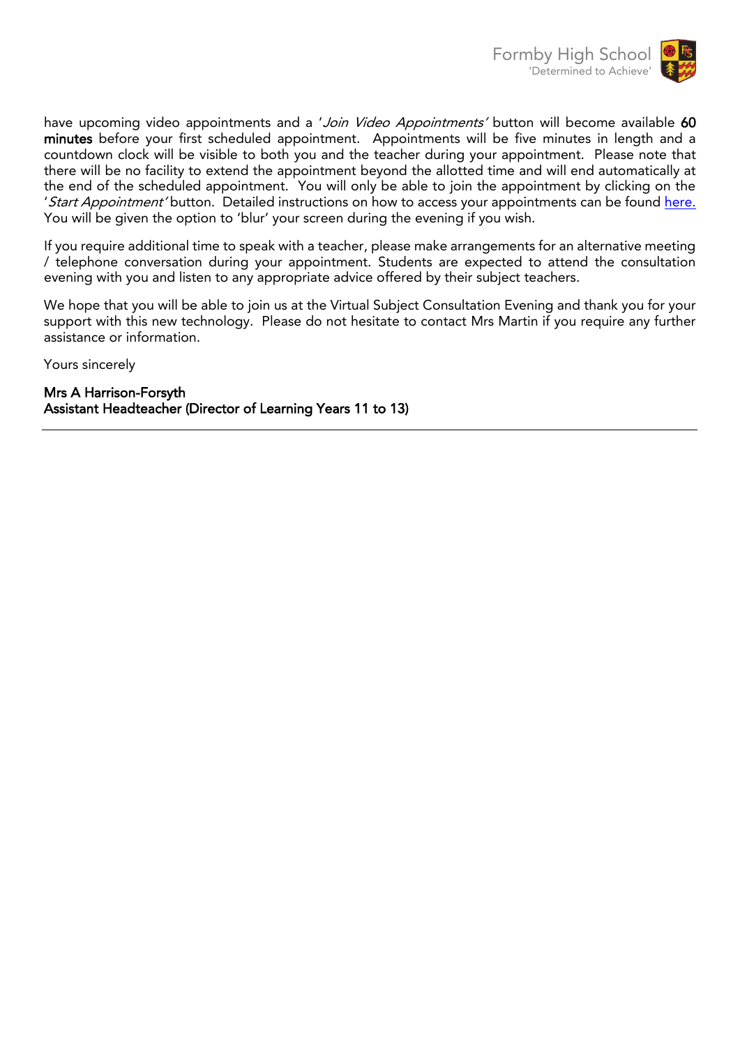have upcoming video appointments and a '*Join Video Appointments'* button will become available **60 minutes** before your first scheduled appointment. Appointments will be five minutes in length and a countdown clock will be visible to both you and the teacher during your appointment. Please note that there will be no facility to extend the appointment beyond the allotted time and will end automatically at the end of the scheduled appointment. You will only be able to join the appointment by clicking on the '*Start Appointment'* button. Detailed instructions on how to access your appointments can be found here. You will be given the option to 'blur' your screen during the evening if you wish.

If you require additional time to speak with a teacher, please make arrangements for an alternative meeting / telephone conversation during your appointment. Students are expected to attend the consultation evening with you and listen to any appropriate advice offered by their subject teachers.

We hope that you will be able to join us at the Virtual Subject Consultation Evening and thank you for your support with this new technology. Please do not hesitate to contact Mrs Martin if you require any further assistance or information.

Yours sincerely

**Mrs A Harrison-Forsyth**
**Assistant Headteacher (Director of Learning Years 11 to 13)**